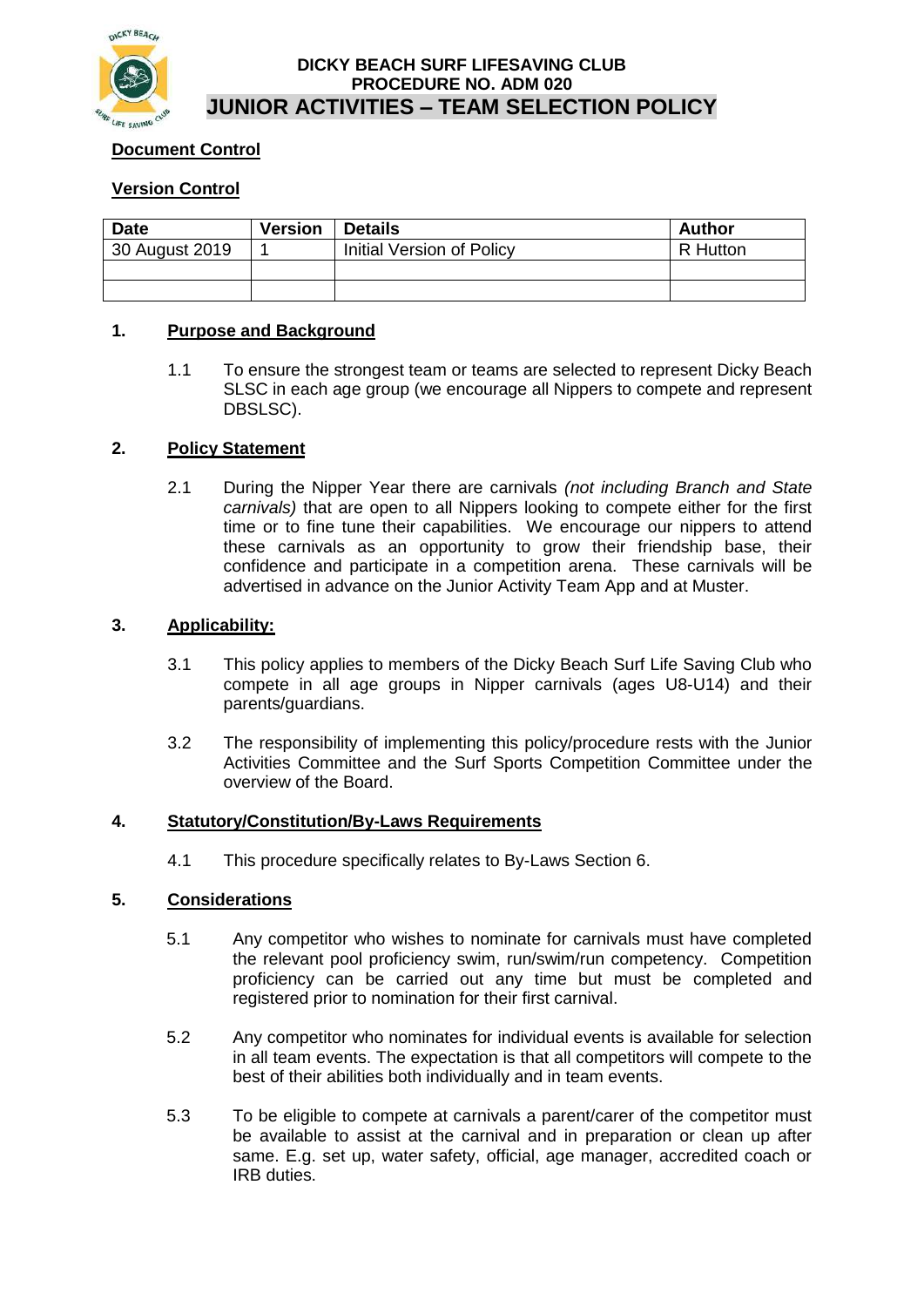**DICKY BEACH SURF LIFESAVING CLUB**
**PROCEDURE NO. ADM 020**

# JUNIOR ACTIVITIES – TEAM SELECTION POLICY

**Document Control**

**Version Control**

| Date | Version | Details | Author |
|---|---|---|---|
| 30 August 2019 | 1 | Initial Version of Policy | R Hutton |
| | | | |
| | | | |

## 1. Purpose and Background

1.1 To ensure the strongest team or teams are selected to represent Dicky Beach SLSC in each age group (we encourage all Nippers to compete and represent DBSLSC).

## 2. Policy Statement

2.1 During the Nipper Year there are carnivals *(not including Branch and State carnivals)* that are open to all Nippers looking to compete either for the first time or to fine tune their capabilities. We encourage our nippers to attend these carnivals as an opportunity to grow their friendship base, their confidence and participate in a competition arena. These carnivals will be advertised in advance on the Junior Activity Team App and at Muster.

## 3. Applicability:

3.1 This policy applies to members of the Dicky Beach Surf Life Saving Club who compete in all age groups in Nipper carnivals (ages U8-U14) and their parents/guardians.

3.2 The responsibility of implementing this policy/procedure rests with the Junior Activities Committee and the Surf Sports Competition Committee under the overview of the Board.

## 4. Statutory/Constitution/By-Laws Requirements

4.1 This procedure specifically relates to By-Laws Section 6.

## 5. Considerations

5.1 Any competitor who wishes to nominate for carnivals must have completed the relevant pool proficiency swim, run/swim/run competency. Competition proficiency can be carried out any time but must be completed and registered prior to nomination for their first carnival.

5.2 Any competitor who nominates for individual events is available for selection in all team events. The expectation is that all competitors will compete to the best of their abilities both individually and in team events.

5.3 To be eligible to compete at carnivals a parent/carer of the competitor must be available to assist at the carnival and in preparation or clean up after same. E.g. set up, water safety, official, age manager, accredited coach or IRB duties.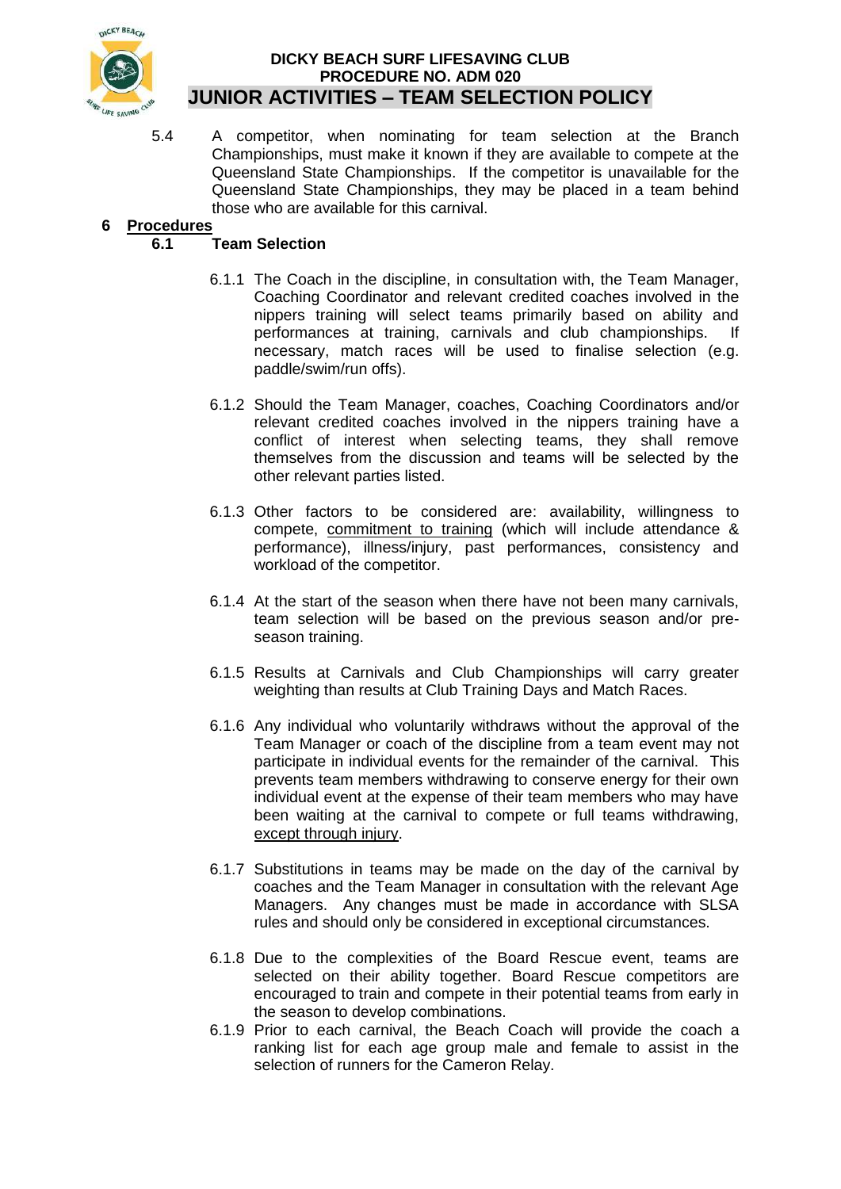5.4 A competitor, when nominating for team selection at the Branch Championships, must make it known if they are available to compete at the Queensland State Championships. If the competitor is unavailable for the Queensland State Championships, they may be placed in a team behind those who are available for this carnival.

## 6 Procedures

### 6.1 Team Selection

6.1.1 The Coach in the discipline, in consultation with, the Team Manager, Coaching Coordinator and relevant credited coaches involved in the nippers training will select teams primarily based on ability and performances at training, carnivals and club championships. If necessary, match races will be used to finalise selection (e.g. paddle/swim/run offs).

6.1.2 Should the Team Manager, coaches, Coaching Coordinators and/or relevant credited coaches involved in the nippers training have a conflict of interest when selecting teams, they shall remove themselves from the discussion and teams will be selected by the other relevant parties listed.

6.1.3 Other factors to be considered are: availability, willingness to compete, commitment to training (which will include attendance & performance), illness/injury, past performances, consistency and workload of the competitor.

6.1.4 At the start of the season when there have not been many carnivals, team selection will be based on the previous season and/or pre-season training.

6.1.5 Results at Carnivals and Club Championships will carry greater weighting than results at Club Training Days and Match Races.

6.1.6 Any individual who voluntarily withdraws without the approval of the Team Manager or coach of the discipline from a team event may not participate in individual events for the remainder of the carnival. This prevents team members withdrawing to conserve energy for their own individual event at the expense of their team members who may have been waiting at the carnival to compete or full teams withdrawing, except through injury.

6.1.7 Substitutions in teams may be made on the day of the carnival by coaches and the Team Manager in consultation with the relevant Age Managers. Any changes must be made in accordance with SLSA rules and should only be considered in exceptional circumstances.

6.1.8 Due to the complexities of the Board Rescue event, teams are selected on their ability together. Board Rescue competitors are encouraged to train and compete in their potential teams from early in the season to develop combinations.

6.1.9 Prior to each carnival, the Beach Coach will provide the coach a ranking list for each age group male and female to assist in the selection of runners for the Cameron Relay.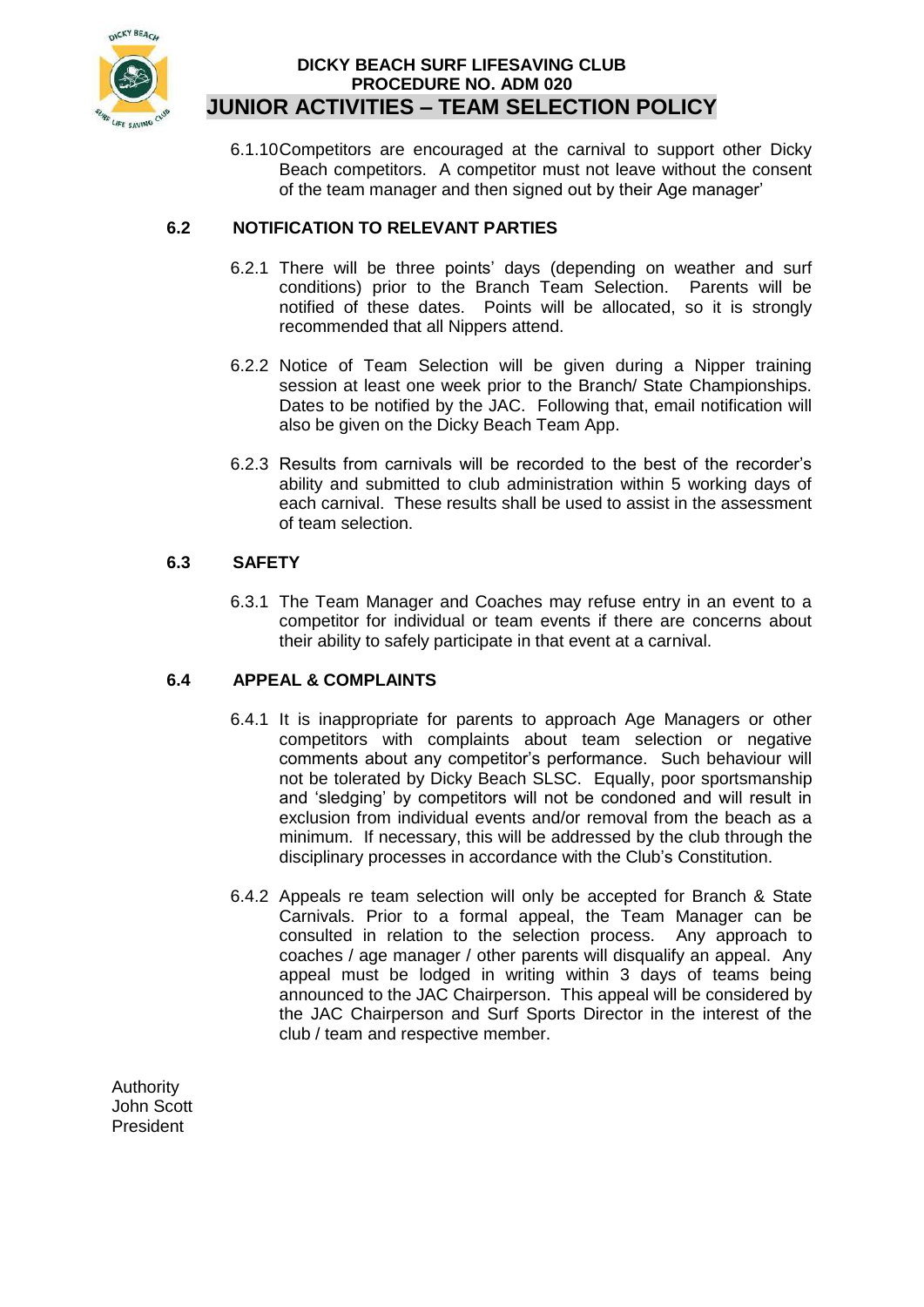6.1.10 Competitors are encouraged at the carnival to support other Dicky Beach competitors. A competitor must not leave without the consent of the team manager and then signed out by their Age manager'

### 6.2 NOTIFICATION TO RELEVANT PARTIES

6.2.1 There will be three points' days (depending on weather and surf conditions) prior to the Branch Team Selection. Parents will be notified of these dates. Points will be allocated, so it is strongly recommended that all Nippers attend.

6.2.2 Notice of Team Selection will be given during a Nipper training session at least one week prior to the Branch/ State Championships. Dates to be notified by the JAC. Following that, email notification will also be given on the Dicky Beach Team App.

6.2.3 Results from carnivals will be recorded to the best of the recorder's ability and submitted to club administration within 5 working days of each carnival. These results shall be used to assist in the assessment of team selection.

### 6.3 SAFETY

6.3.1 The Team Manager and Coaches may refuse entry in an event to a competitor for individual or team events if there are concerns about their ability to safely participate in that event at a carnival.

### 6.4 APPEAL & COMPLAINTS

6.4.1 It is inappropriate for parents to approach Age Managers or other competitors with complaints about team selection or negative comments about any competitor's performance. Such behaviour will not be tolerated by Dicky Beach SLSC. Equally, poor sportsmanship and 'sledging' by competitors will not be condoned and will result in exclusion from individual events and/or removal from the beach as a minimum. If necessary, this will be addressed by the club through the disciplinary processes in accordance with the Club's Constitution.

6.4.2 Appeals re team selection will only be accepted for Branch & State Carnivals. Prior to a formal appeal, the Team Manager can be consulted in relation to the selection process. Any approach to coaches / age manager / other parents will disqualify an appeal. Any appeal must be lodged in writing within 3 days of teams being announced to the JAC Chairperson. This appeal will be considered by the JAC Chairperson and Surf Sports Director in the interest of the club / team and respective member.

Authority
John Scott
President